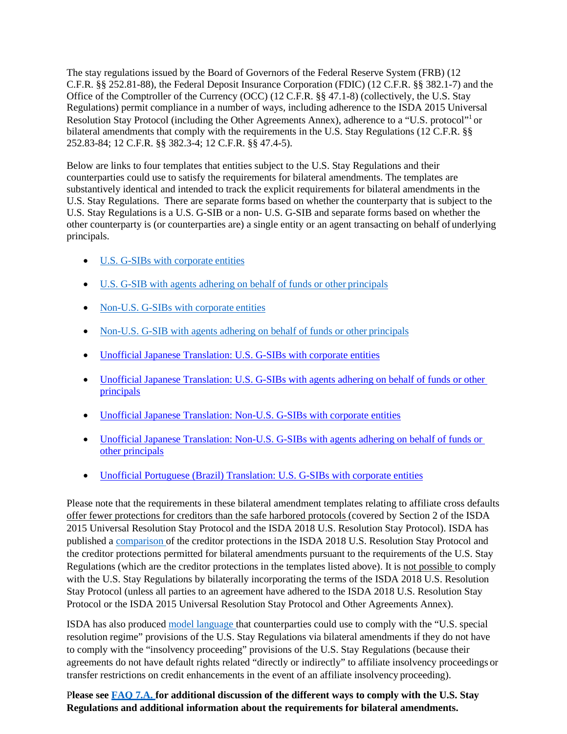The stay regulations issued by the Board of Governors of the Federal Reserve System (FRB) (12 C.F.R. §§ 252.81-88), the Federal Deposit Insurance Corporation (FDIC) (12 C.F.R. §§ 382.1-7) and the Office of the Comptroller of the Currency (OCC) (12 C.F.R. §§ 47.1-8) (collectively, the U.S. Stay Regulations) permit compliance in a number of ways, including adherence to the ISDA 2015 Universal Resolution Stay Protocol (including the Other Agreements Annex), adherence to a "U.S. protocol"[1] or bilateral amendments that comply with the requirements in the U.S. Stay Regulations (12 C.F.R. §§ 252.83-84; 12 C.F.R. §§ 382.3-4; 12 C.F.R. §§ 47.4-5).

Below are links to four templates that entities subject to the U.S. Stay Regulations and their counterparties could use to satisfy the requirements for bilateral amendments. The templates are substantively identical and intended to track the explicit requirements for bilateral amendments in the U.S. Stay Regulations. There are separate forms based on whether the counterparty that is subject to the U.S. Stay Regulations is a U.S. G-SIB or a non- U.S. G-SIB and separate forms based on whether the other counterparty is (or counterparties are) a single entity or an agent transacting on behalf of underlying principals.

- U.S. G-SIBs with corporate entities
- U.S. G-SIB with agents adhering on behalf of funds or other principals
- Non-U.S. G-SIBs with corporate entities
- Non-U.S. G-SIB with agents adhering on behalf of funds or other principals
- Unofficial Japanese Translation: U.S. G-SIBs with corporate entities
- Unofficial Japanese Translation: U.S. G-SIBs with agents adhering on behalf of funds or other principals
- Unofficial Japanese Translation: Non-U.S. G-SIBs with corporate entities
- Unofficial Japanese Translation: Non-U.S. G-SIBs with agents adhering on behalf of funds or other principals
- Unofficial Portuguese (Brazil) Translation: U.S. G-SIBs with corporate entities

Please note that the requirements in these bilateral amendment templates relating to affiliate cross defaults offer fewer protections for creditors than the safe harbored protocols (covered by Section 2 of the ISDA 2015 Universal Resolution Stay Protocol and the ISDA 2018 U.S. Resolution Stay Protocol). ISDA has published a comparison of the creditor protections in the ISDA 2018 U.S. Resolution Stay Protocol and the creditor protections permitted for bilateral amendments pursuant to the requirements of the U.S. Stay Regulations (which are the creditor protections in the templates listed above). It is not possible to comply with the U.S. Stay Regulations by bilaterally incorporating the terms of the ISDA 2018 U.S. Resolution Stay Protocol (unless all parties to an agreement have adhered to the ISDA 2018 U.S. Resolution Stay Protocol or the ISDA 2015 Universal Resolution Stay Protocol and Other Agreements Annex).

ISDA has also produced model language that counterparties could use to comply with the "U.S. special resolution regime" provisions of the U.S. Stay Regulations via bilateral amendments if they do not have to comply with the "insolvency proceeding" provisions of the U.S. Stay Regulations (because their agreements do not have default rights related "directly or indirectly" to affiliate insolvency proceedings or transfer restrictions on credit enhancements in the event of an affiliate insolvency proceeding).

**Please see FAQ 7.A. for additional discussion of the different ways to comply with the U.S. Stay Regulations and additional information about the requirements for bilateral amendments.**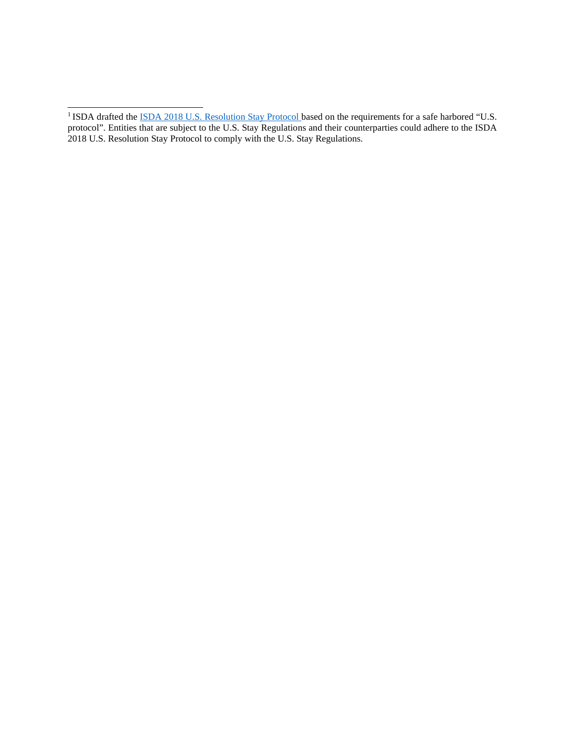[1] ISDA drafted the ISDA 2018 U.S. Resolution Stay Protocol based on the requirements for a safe harbored "U.S. protocol". Entities that are subject to the U.S. Stay Regulations and their counterparties could adhere to the ISDA 2018 U.S. Resolution Stay Protocol to comply with the U.S. Stay Regulations.